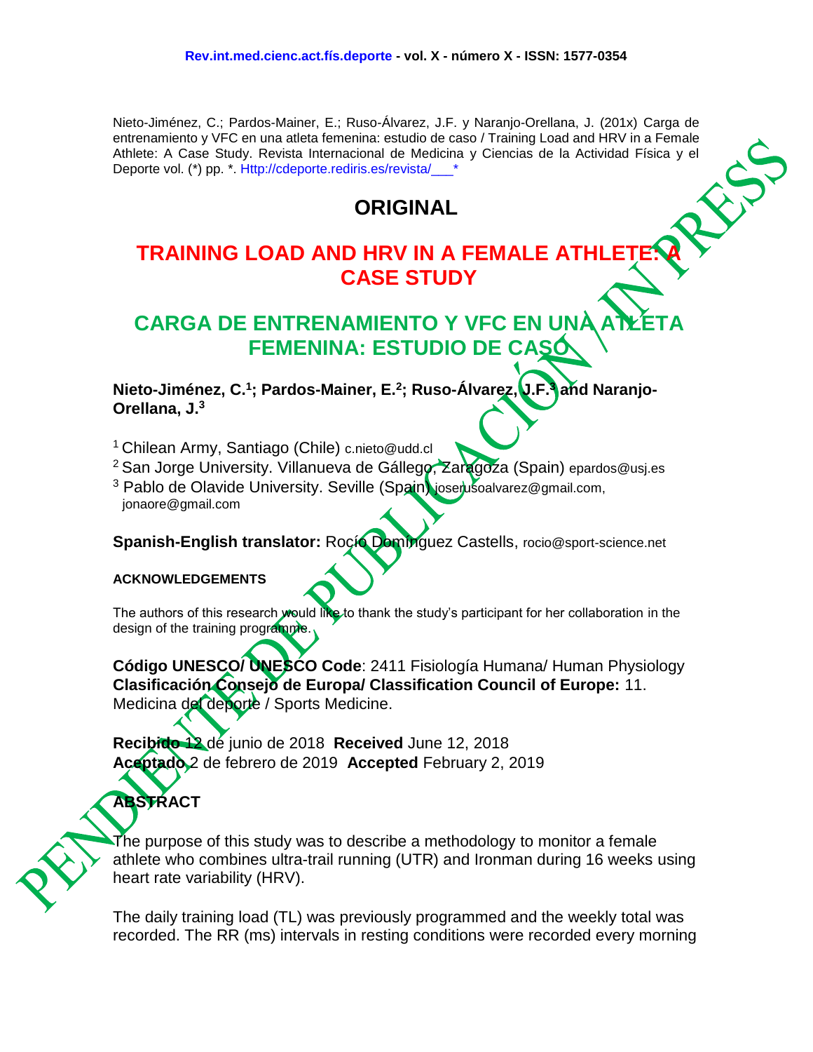Nieto-Jiménez, C.; Pardos-Mainer, E.; Ruso-Álvarez, J.F. y Naranjo-Orellana, J. (201x) Carga de entrenamiento y VFC en una atleta femenina: estudio de caso / Training Load and HRV in a Female Athlete: A Case Study. Revista Internacional de Medicina y Ciencias de la Actividad Física y el Deporte vol. (*) pp. *. Http://cdeporte.rediris.es/revista/___*

# ORIGINAL

# TRAINING LOAD AND HRV IN A FEMALE ATHLETE: A CASE STUDY

# CARGA DE ENTRENAMIENTO Y VFC EN UNA ATLETA FEMENINA: ESTUDIO DE CASO

**Nieto-Jiménez, C.[1]; Pardos-Mainer, E.[2]; Ruso-Álvarez, J.F.[3] and Naranjo-Orellana, J.[3]**

[1] Chilean Army, Santiago (Chile) c.nieto@udd.cl

[2] San Jorge University. Villanueva de Gállego, Zaragoza (Spain) epardos@usj.es

[3] Pablo de Olavide University. Seville (Spain) joserusoalvarez@gmail.com, jonaore@gmail.com

**Spanish-English translator:** Rocío Domínguez Castells, rocio@sport-science.net

### ACKNOWLEDGEMENTS

The authors of this research would like to thank the study's participant for her collaboration in the design of the training programme.

**Código UNESCO/ UNESCO Code**: 2411 Fisiología Humana/ Human Physiology
**Clasificación Consejo de Europa/ Classification Council of Europe:** 11. Medicina del deporte / Sports Medicine.

**Recibido** 12 de junio de 2018 **Received** June 12, 2018
**Aceptado** 2 de febrero de 2019 **Accepted** February 2, 2019

## ABSTRACT

The purpose of this study was to describe a methodology to monitor a female athlete who combines ultra-trail running (UTR) and Ironman during 16 weeks using heart rate variability (HRV).

The daily training load (TL) was previously programmed and the weekly total was recorded. The RR (ms) intervals in resting conditions were recorded every morning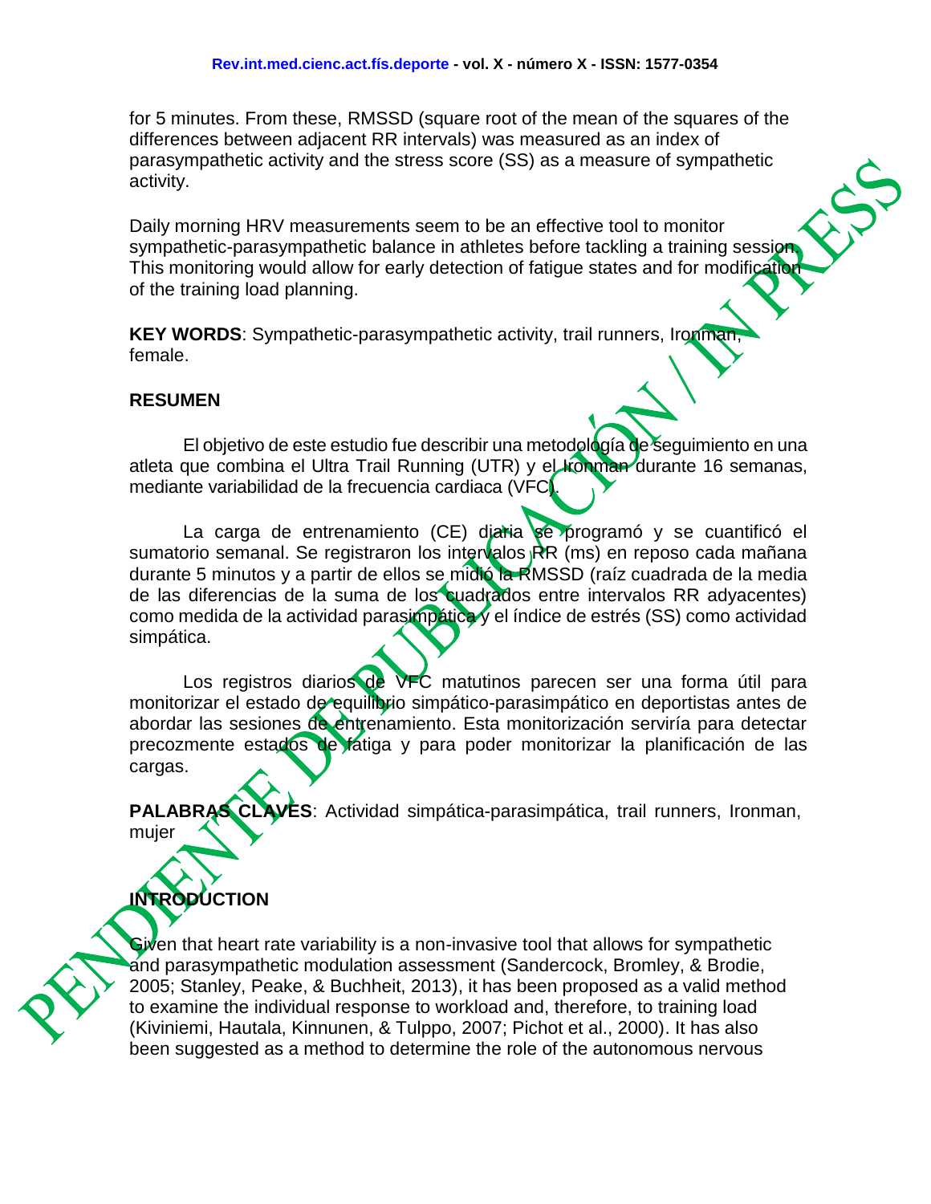for 5 minutes. From these, RMSSD (square root of the mean of the squares of the differences between adjacent RR intervals) was measured as an index of parasympathetic activity and the stress score (SS) as a measure of sympathetic activity.

Daily morning HRV measurements seem to be an effective tool to monitor sympathetic-parasympathetic balance in athletes before tackling a training session. This monitoring would allow for early detection of fatigue states and for modification of the training load planning.

**KEY WORDS**: Sympathetic-parasympathetic activity, trail runners, Ironman, female.

## RESUMEN

El objetivo de este estudio fue describir una metodología de seguimiento en una atleta que combina el Ultra Trail Running (UTR) y el Ironman durante 16 semanas, mediante variabilidad de la frecuencia cardiaca (VFC).

La carga de entrenamiento (CE) diaria se programó y se cuantificó el sumatorio semanal. Se registraron los intervalos RR (ms) en reposo cada mañana durante 5 minutos y a partir de ellos se midió la RMSSD (raíz cuadrada de la media de las diferencias de la suma de los cuadrados entre intervalos RR adyacentes) como medida de la actividad parasimpática y el índice de estrés (SS) como actividad simpática.

Los registros diarios de VFC matutinos parecen ser una forma útil para monitorizar el estado de equilibrio simpático-parasimpático en deportistas antes de abordar las sesiones de entrenamiento. Esta monitorización serviría para detectar precozmente estados de fatiga y para poder monitorizar la planificación de las cargas.

**PALABRAS CLAVES**: Actividad simpática-parasimpática, trail runners, Ironman, mujer

## INTRODUCTION

Given that heart rate variability is a non-invasive tool that allows for sympathetic and parasympathetic modulation assessment (Sandercock, Bromley, & Brodie, 2005; Stanley, Peake, & Buchheit, 2013), it has been proposed as a valid method to examine the individual response to workload and, therefore, to training load (Kiviniemi, Hautala, Kinnunen, & Tulppo, 2007; Pichot et al., 2000). It has also been suggested as a method to determine the role of the autonomous nervous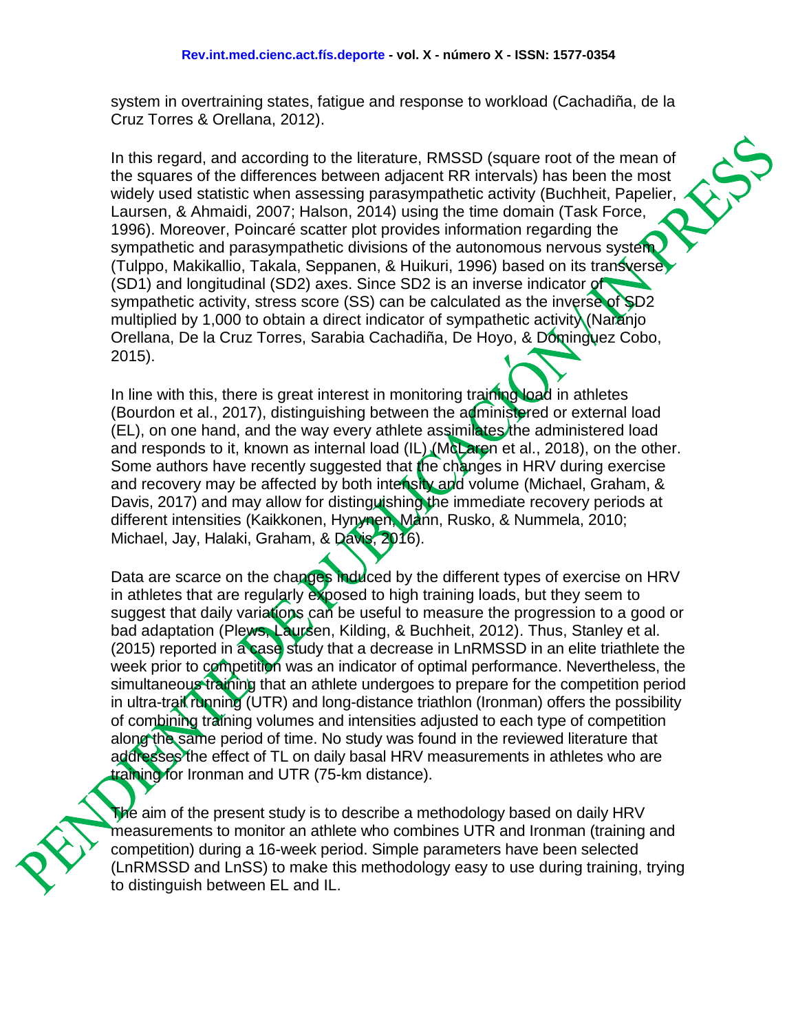system in overtraining states, fatigue and response to workload (Cachadiña, de la Cruz Torres & Orellana, 2012).

In this regard, and according to the literature, RMSSD (square root of the mean of the squares of the differences between adjacent RR intervals) has been the most widely used statistic when assessing parasympathetic activity (Buchheit, Papelier, Laursen, & Ahmaidi, 2007; Halson, 2014) using the time domain (Task Force, 1996). Moreover, Poincaré scatter plot provides information regarding the sympathetic and parasympathetic divisions of the autonomous nervous system (Tulppo, Makikallio, Takala, Seppanen, & Huikuri, 1996) based on its transverse (SD1) and longitudinal (SD2) axes. Since SD2 is an inverse indicator of sympathetic activity, stress score (SS) can be calculated as the inverse of SD2 multiplied by 1,000 to obtain a direct indicator of sympathetic activity (Naranjo Orellana, De la Cruz Torres, Sarabia Cachadiña, De Hoyo, & Domínguez Cobo, 2015).

In line with this, there is great interest in monitoring training load in athletes (Bourdon et al., 2017), distinguishing between the administered or external load (EL), on one hand, and the way every athlete assimilates the administered load and responds to it, known as internal load (IL) (McLaren et al., 2018), on the other. Some authors have recently suggested that the changes in HRV during exercise and recovery may be affected by both intensity and volume (Michael, Graham, & Davis, 2017) and may allow for distinguishing the immediate recovery periods at different intensities (Kaikkonen, Hynynen, Mann, Rusko, & Nummela, 2010; Michael, Jay, Halaki, Graham, & Davis, 2016).

Data are scarce on the changes induced by the different types of exercise on HRV in athletes that are regularly exposed to high training loads, but they seem to suggest that daily variations can be useful to measure the progression to a good or bad adaptation (Plews, Laursen, Kilding, & Buchheit, 2012). Thus, Stanley et al. (2015) reported in a case study that a decrease in LnRMSSD in an elite triathlete the week prior to competition was an indicator of optimal performance. Nevertheless, the simultaneous training that an athlete undergoes to prepare for the competition period in ultra-trail running (UTR) and long-distance triathlon (Ironman) offers the possibility of combining training volumes and intensities adjusted to each type of competition along the same period of time. No study was found in the reviewed literature that addresses the effect of TL on daily basal HRV measurements in athletes who are training for Ironman and UTR (75-km distance).

The aim of the present study is to describe a methodology based on daily HRV measurements to monitor an athlete who combines UTR and Ironman (training and competition) during a 16-week period. Simple parameters have been selected (LnRMSSD and LnSS) to make this methodology easy to use during training, trying to distinguish between EL and IL.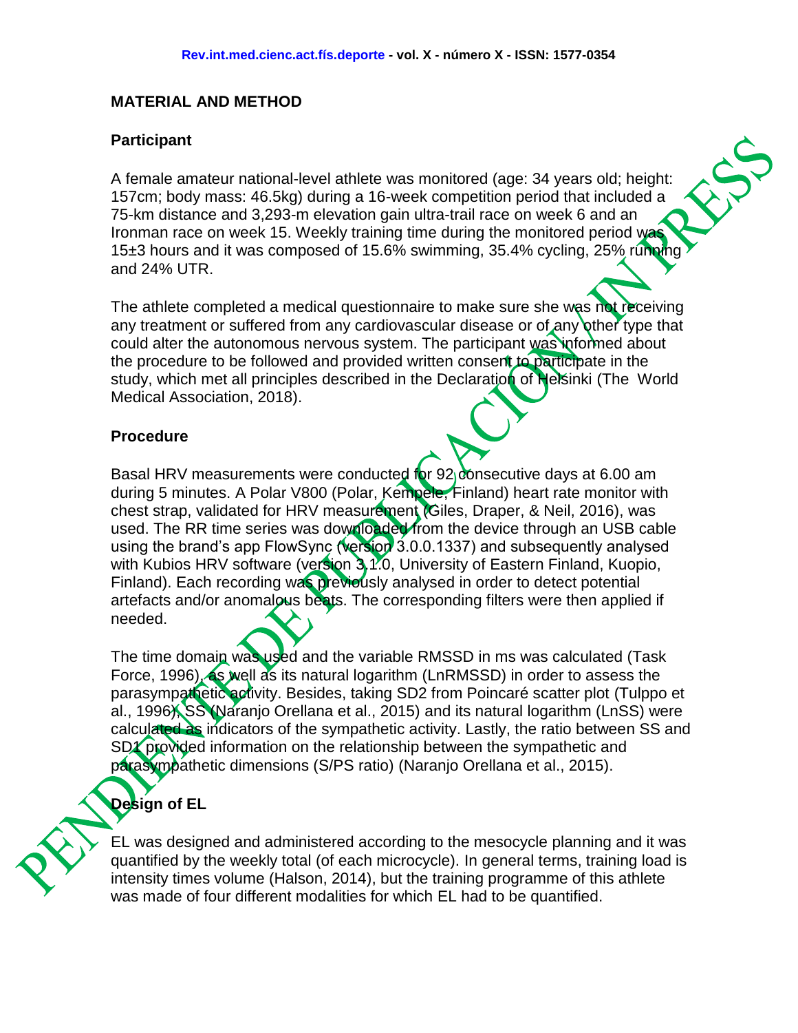## MATERIAL AND METHOD

### Participant

A female amateur national-level athlete was monitored (age: 34 years old; height: 157cm; body mass: 46.5kg) during a 16-week competition period that included a 75-km distance and 3,293-m elevation gain ultra-trail race on week 6 and an Ironman race on week 15. Weekly training time during the monitored period was 15±3 hours and it was composed of 15.6% swimming, 35.4% cycling, 25% running and 24% UTR.

The athlete completed a medical questionnaire to make sure she was not receiving any treatment or suffered from any cardiovascular disease or of any other type that could alter the autonomous nervous system. The participant was informed about the procedure to be followed and provided written consent to participate in the study, which met all principles described in the Declaration of Helsinki (The World Medical Association, 2018).

### Procedure

Basal HRV measurements were conducted for 92 consecutive days at 6.00 am during 5 minutes. A Polar V800 (Polar, Kempele, Finland) heart rate monitor with chest strap, validated for HRV measurement (Giles, Draper, & Neil, 2016), was used. The RR time series was downloaded from the device through an USB cable using the brand's app FlowSync (version 3.0.0.1337) and subsequently analysed with Kubios HRV software (version 3.1.0, University of Eastern Finland, Kuopio, Finland). Each recording was previously analysed in order to detect potential artefacts and/or anomalous beats. The corresponding filters were then applied if needed.

The time domain was used and the variable RMSSD in ms was calculated (Task Force, 1996), as well as its natural logarithm (LnRMSSD) in order to assess the parasympathetic activity. Besides, taking SD2 from Poincaré scatter plot (Tulppo et al., 1996), SS (Naranjo Orellana et al., 2015) and its natural logarithm (LnSS) were calculated as indicators of the sympathetic activity. Lastly, the ratio between SS and SD1 provided information on the relationship between the sympathetic and parasympathetic dimensions (S/PS ratio) (Naranjo Orellana et al., 2015).

### Design of EL

EL was designed and administered according to the mesocycle planning and it was quantified by the weekly total (of each microcycle). In general terms, training load is intensity times volume (Halson, 2014), but the training programme of this athlete was made of four different modalities for which EL had to be quantified.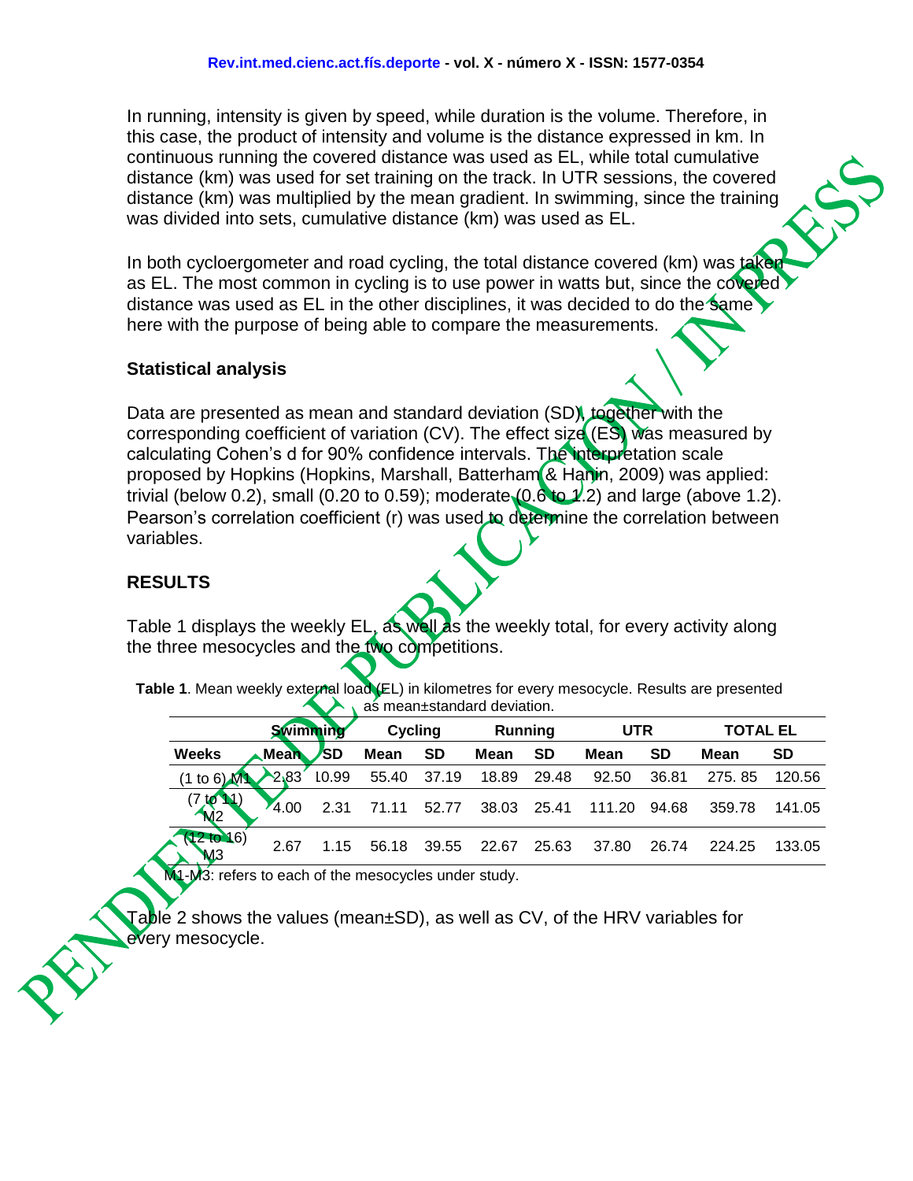In running, intensity is given by speed, while duration is the volume. Therefore, in this case, the product of intensity and volume is the distance expressed in km. In continuous running the covered distance was used as EL, while total cumulative distance (km) was used for set training on the track. In UTR sessions, the covered distance (km) was multiplied by the mean gradient. In swimming, since the training was divided into sets, cumulative distance (km) was used as EL.

In both cycloergometer and road cycling, the total distance covered (km) was taken as EL. The most common in cycling is to use power in watts but, since the covered distance was used as EL in the other disciplines, it was decided to do the same here with the purpose of being able to compare the measurements.

### Statistical analysis

Data are presented as mean and standard deviation (SD), together with the corresponding coefficient of variation (CV). The effect size (ES) was measured by calculating Cohen's d for 90% confidence intervals. The interpretation scale proposed by Hopkins (Hopkins, Marshall, Batterham & Hanin, 2009) was applied: trivial (below 0.2), small (0.20 to 0.59); moderate (0.6 to 1.2) and large (above 1.2). Pearson's correlation coefficient (r) was used to determine the correlation between variables.

## RESULTS

Table 1 displays the weekly EL, as well as the weekly total, for every activity along the three mesocycles and the two competitions.

**Table 1**. Mean weekly external load (EL) in kilometres for every mesocycle. Results are presented as mean±standard deviation.

| | Swimming | | Cycling | | Running | | UTR | | TOTAL EL | |
|---|---|---|---|---|---|---|---|---|---|---|
| **Weeks** | **Mean** | **SD** | **Mean** | **SD** | **Mean** | **SD** | **Mean** | **SD** | **Mean** | **SD** |
| (1 to 6) M1 | 2.83 | 10.99 | 55.40 | 37.19 | 18.89 | 29.48 | 92.50 | 36.81 | 275. 85 | 120.56 |
| (7 to 11) M2 | 4.00 | 2.31 | 71.11 | 52.77 | 38.03 | 25.41 | 111.20 | 94.68 | 359.78 | 141.05 |
| (12 to 16) M3 | 2.67 | 1.15 | 56.18 | 39.55 | 22.67 | 25.63 | 37.80 | 26.74 | 224.25 | 133.05 |

M1-M3: refers to each of the mesocycles under study.

Table 2 shows the values (mean±SD), as well as CV, of the HRV variables for every mesocycle.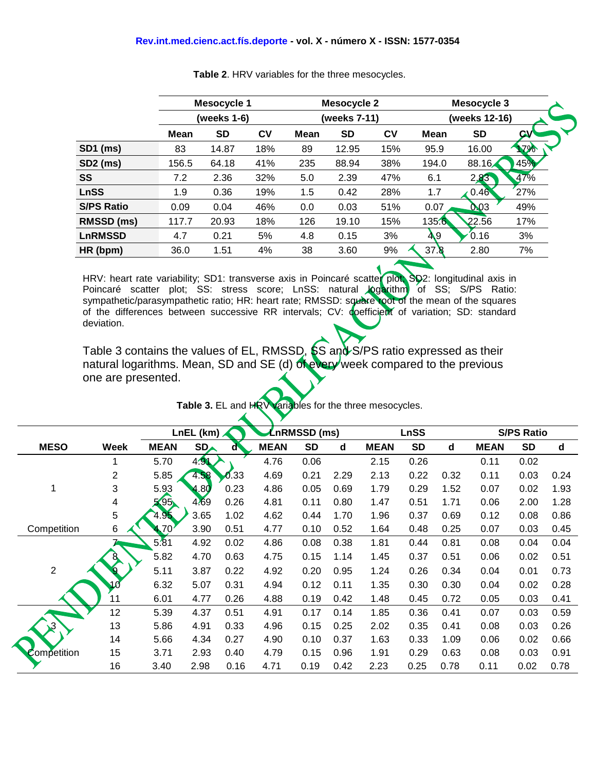**Table 2**. HRV variables for the three mesocycles.

| | Mesocycle 1 (weeks 1-6) | | | Mesocycle 2 (weeks 7-11) | | | Mesocycle 3 (weeks 12-16) | | |
|---|---|---|---|---|---|---|---|---|---|
| | Mean | SD | CV | Mean | SD | CV | Mean | SD | CV |
| **SD1 (ms)** | 83 | 14.87 | 18% | 89 | 12.95 | 15% | 95.9 | 16.00 | 17% |
| **SD2 (ms)** | 156.5 | 64.18 | 41% | 235 | 88.94 | 38% | 194.0 | 88.16 | 45% |
| **SS** | 7.2 | 2.36 | 32% | 5.0 | 2.39 | 47% | 6.1 | 2.83 | 47% |
| **LnSS** | 1.9 | 0.36 | 19% | 1.5 | 0.42 | 28% | 1.7 | 0.46 | 27% |
| **S/PS Ratio** | 0.09 | 0.04 | 46% | 0.0 | 0.03 | 51% | 0.07 | 0.03 | 49% |
| **RMSSD (ms)** | 117.7 | 20.93 | 18% | 126 | 19.10 | 15% | 135.6 | 22.56 | 17% |
| **LnRMSSD** | 4.7 | 0.21 | 5% | 4.8 | 0.15 | 3% | 4.9 | 0.16 | 3% |
| **HR (bpm)** | 36.0 | 1.51 | 4% | 38 | 3.60 | 9% | 37.8 | 2.80 | 7% |

HRV: heart rate variability; SD1: transverse axis in Poincaré scatter plot; SD2: longitudinal axis in Poincaré scatter plot; SS: stress score; LnSS: natural logarithm of SS; S/PS Ratio: sympathetic/parasympathetic ratio; HR: heart rate; RMSSD: square root of the mean of the squares of the differences between successive RR intervals; CV: coefficient of variation; SD: standard deviation.

Table 3 contains the values of EL, RMSSD, SS and S/PS ratio expressed as their natural logarithms. Mean, SD and SE (d) of every week compared to the previous one are presented.

**Table 3.** EL and HRV variables for the three mesocycles.

| | | LnEL (km) | | | LnRMSSD (ms) | | | LnSS | | | S/PS Ratio | | |
|---|---|---|---|---|---|---|---|---|---|---|---|---|---|
| **MESO** | **Week** | **MEAN** | **SD** | **d** | **MEAN** | **SD** | **d** | **MEAN** | **SD** | **d** | **MEAN** | **SD** | **d** |
| | 1 | 5.70 | 4.91 | | 4.76 | 0.06 | | 2.15 | 0.26 | | 0.11 | 0.02 | |
| | 2 | 5.85 | 4.58 | 0.33 | 4.69 | 0.21 | 2.29 | 2.13 | 0.22 | 0.32 | 0.11 | 0.03 | 0.24 |
| 1 | 3 | 5.93 | 4.80 | 0.23 | 4.86 | 0.05 | 0.69 | 1.79 | 0.29 | 1.52 | 0.07 | 0.02 | 1.93 |
| | 4 | 5.95 | 4.69 | 0.26 | 4.81 | 0.11 | 0.80 | 1.47 | 0.51 | 1.71 | 0.06 | 2.00 | 1.28 |
| | 5 | 4.95 | 3.65 | 1.02 | 4.62 | 0.44 | 1.70 | 1.96 | 0.37 | 0.69 | 0.12 | 0.08 | 0.86 |
| Competition | 6 | 4.70 | 3.90 | 0.51 | 4.77 | 0.10 | 0.52 | 1.64 | 0.48 | 0.25 | 0.07 | 0.03 | 0.45 |
| | 7 | 5.81 | 4.92 | 0.02 | 4.86 | 0.08 | 0.38 | 1.81 | 0.44 | 0.81 | 0.08 | 0.04 | 0.04 |
| | 8 | 5.82 | 4.70 | 0.63 | 4.75 | 0.15 | 1.14 | 1.45 | 0.37 | 0.51 | 0.06 | 0.02 | 0.51 |
| 2 | 9 | 5.11 | 3.87 | 0.22 | 4.92 | 0.20 | 0.95 | 1.24 | 0.26 | 0.34 | 0.04 | 0.01 | 0.73 |
| | 10 | 6.32 | 5.07 | 0.31 | 4.94 | 0.12 | 0.11 | 1.35 | 0.30 | 0.30 | 0.04 | 0.02 | 0.28 |
| | 11 | 6.01 | 4.77 | 0.26 | 4.88 | 0.19 | 0.42 | 1.48 | 0.45 | 0.72 | 0.05 | 0.03 | 0.41 |
| | 12 | 5.39 | 4.37 | 0.51 | 4.91 | 0.17 | 0.14 | 1.85 | 0.36 | 0.41 | 0.07 | 0.03 | 0.59 |
| 3 | 13 | 5.86 | 4.91 | 0.33 | 4.96 | 0.15 | 0.25 | 2.02 | 0.35 | 0.41 | 0.08 | 0.03 | 0.26 |
| | 14 | 5.66 | 4.34 | 0.27 | 4.90 | 0.10 | 0.37 | 1.63 | 0.33 | 1.09 | 0.06 | 0.02 | 0.66 |
| Competition | 15 | 3.71 | 2.93 | 0.40 | 4.79 | 0.15 | 0.96 | 1.91 | 0.29 | 0.63 | 0.08 | 0.03 | 0.91 |
| | 16 | 3.40 | 2.98 | 0.16 | 4.71 | 0.19 | 0.42 | 2.23 | 0.25 | 0.78 | 0.11 | 0.02 | 0.78 |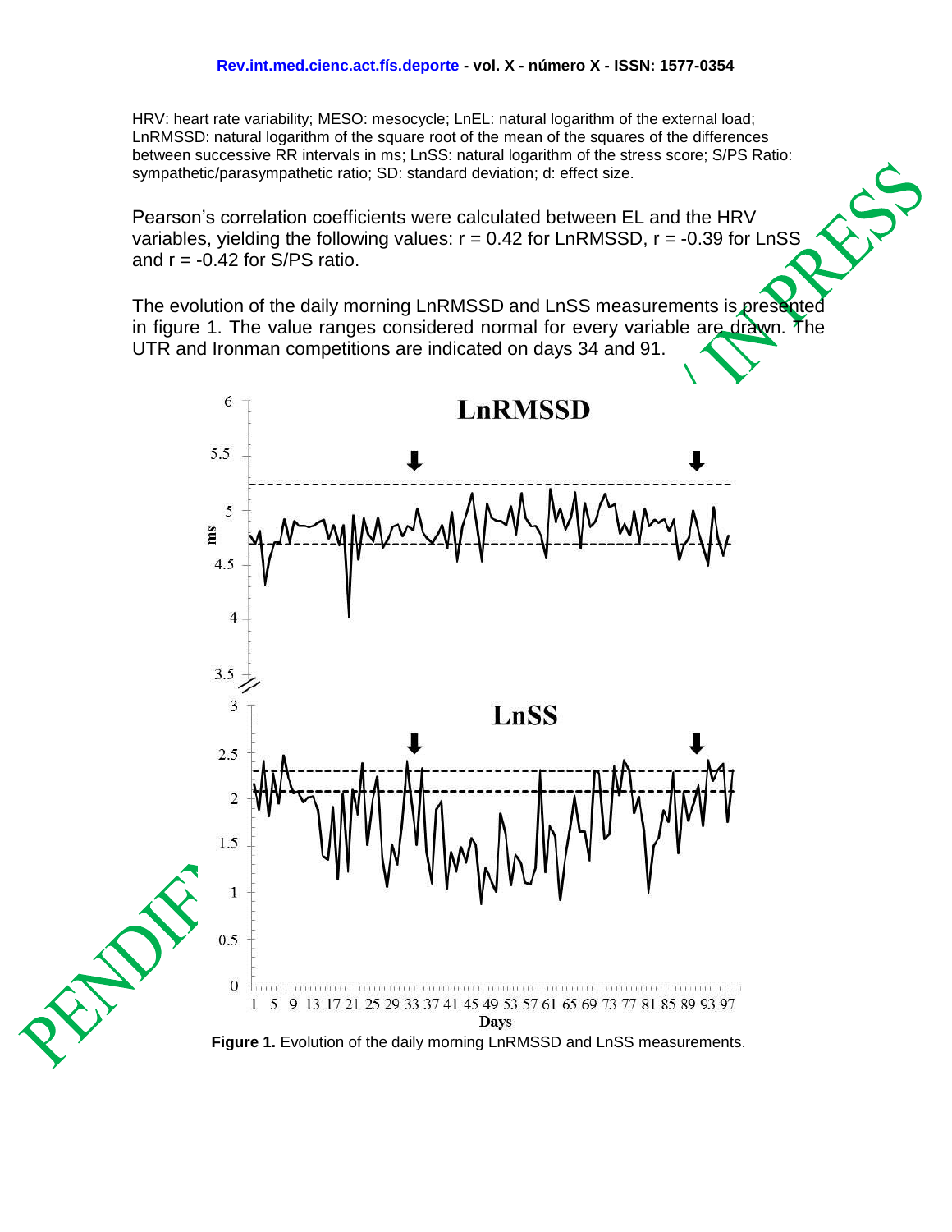HRV: heart rate variability; MESO: mesocycle; LnEL: natural logarithm of the external load; LnRMSSD: natural logarithm of the square root of the mean of the squares of the differences between successive RR intervals in ms; LnSS: natural logarithm of the stress score; S/PS Ratio: sympathetic/parasympathetic ratio; SD: standard deviation; d: effect size.

Pearson's correlation coefficients were calculated between EL and the HRV variables, yielding the following values: r = 0.42 for LnRMSSD, r = -0.39 for LnSS and r = -0.42 for S/PS ratio.

The evolution of the daily morning LnRMSSD and LnSS measurements is presented in figure 1. The value ranges considered normal for every variable are drawn. The UTR and Ironman competitions are indicated on days 34 and 91.

**Figure 1.** Evolution of the daily morning LnRMSSD and LnSS measurements.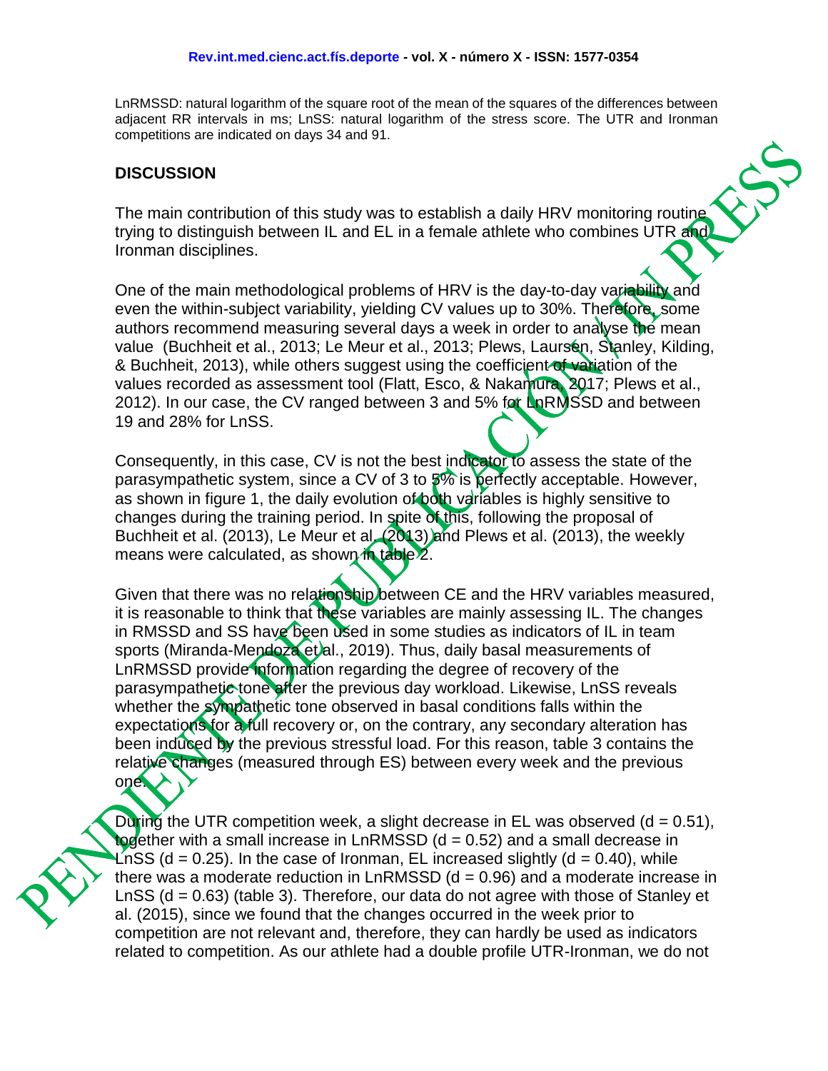LnRMSSD: natural logarithm of the square root of the mean of the squares of the differences between adjacent RR intervals in ms; LnSS: natural logarithm of the stress score. The UTR and Ironman competitions are indicated on days 34 and 91.

## DISCUSSION

The main contribution of this study was to establish a daily HRV monitoring routine trying to distinguish between IL and EL in a female athlete who combines UTR and Ironman disciplines.

One of the main methodological problems of HRV is the day-to-day variability and even the within-subject variability, yielding CV values up to 30%. Therefore, some authors recommend measuring several days a week in order to analyse the mean value (Buchheit et al., 2013; Le Meur et al., 2013; Plews, Laursen, Stanley, Kilding, & Buchheit, 2013), while others suggest using the coefficient of variation of the values recorded as assessment tool (Flatt, Esco, & Nakamura, 2017; Plews et al., 2012). In our case, the CV ranged between 3 and 5% for LnRMSSD and between 19 and 28% for LnSS.

Consequently, in this case, CV is not the best indicator to assess the state of the parasympathetic system, since a CV of 3 to 5% is perfectly acceptable. However, as shown in figure 1, the daily evolution of both variables is highly sensitive to changes during the training period. In spite of this, following the proposal of Buchheit et al. (2013), Le Meur et al. (2013) and Plews et al. (2013), the weekly means were calculated, as shown in table 2.

Given that there was no relationship between CE and the HRV variables measured, it is reasonable to think that these variables are mainly assessing IL. The changes in RMSSD and SS have been used in some studies as indicators of IL in team sports (Miranda-Mendoza et al., 2019). Thus, daily basal measurements of LnRMSSD provide information regarding the degree of recovery of the parasympathetic tone after the previous day workload. Likewise, LnSS reveals whether the sympathetic tone observed in basal conditions falls within the expectations for a full recovery or, on the contrary, any secondary alteration has been induced by the previous stressful load. For this reason, table 3 contains the relative changes (measured through ES) between every week and the previous one.

During the UTR competition week, a slight decrease in EL was observed ($d = 0.51$), together with a small increase in LnRMSSD ($d = 0.52$) and a small decrease in LnSS ($d = 0.25$). In the case of Ironman, EL increased slightly ($d = 0.40$), while there was a moderate reduction in LnRMSSD ($d = 0.96$) and a moderate increase in LnSS ($d = 0.63$) (table 3). Therefore, our data do not agree with those of Stanley et al. (2015), since we found that the changes occurred in the week prior to competition are not relevant and, therefore, they can hardly be used as indicators related to competition. As our athlete had a double profile UTR-Ironman, we do not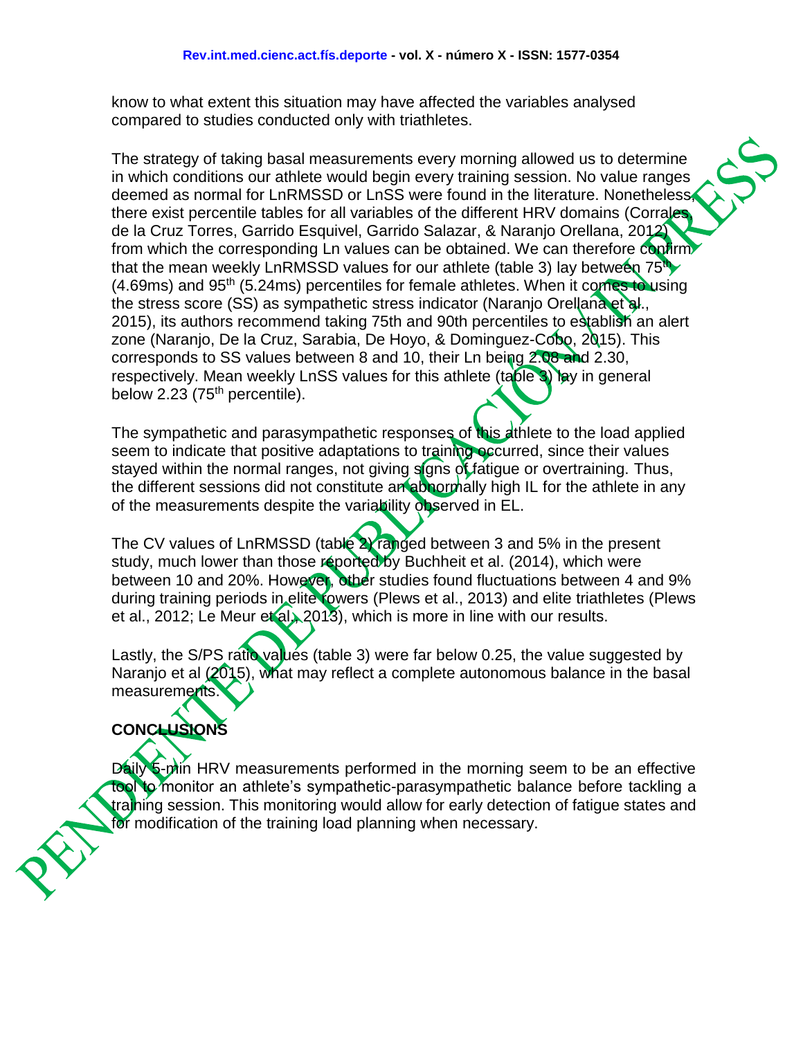know to what extent this situation may have affected the variables analysed compared to studies conducted only with triathletes.

The strategy of taking basal measurements every morning allowed us to determine in which conditions our athlete would begin every training session. No value ranges deemed as normal for LnRMSSD or LnSS were found in the literature. Nonetheless, there exist percentile tables for all variables of the different HRV domains (Corrales, de la Cruz Torres, Garrido Esquivel, Garrido Salazar, & Naranjo Orellana, 2012) from which the corresponding Ln values can be obtained. We can therefore confirm that the mean weekly LnRMSSD values for our athlete (table 3) lay between 75th (4.69ms) and 95th (5.24ms) percentiles for female athletes. When it comes to using the stress score (SS) as sympathetic stress indicator (Naranjo Orellana et al., 2015), its authors recommend taking 75th and 90th percentiles to establish an alert zone (Naranjo, De la Cruz, Sarabia, De Hoyo, & Dominguez-Cobo, 2015). This corresponds to SS values between 8 and 10, their Ln being 2.08 and 2.30, respectively. Mean weekly LnSS values for this athlete (table 3) lay in general below 2.23 (75th percentile).

The sympathetic and parasympathetic responses of this athlete to the load applied seem to indicate that positive adaptations to training occurred, since their values stayed within the normal ranges, not giving signs of fatigue or overtraining. Thus, the different sessions did not constitute an abnormally high IL for the athlete in any of the measurements despite the variability observed in EL.

The CV values of LnRMSSD (table 2) ranged between 3 and 5% in the present study, much lower than those reported by Buchheit et al. (2014), which were between 10 and 20%. However, other studies found fluctuations between 4 and 9% during training periods in elite rowers (Plews et al., 2013) and elite triathletes (Plews et al., 2012; Le Meur et al., 2013), which is more in line with our results.

Lastly, the S/PS ratio values (table 3) were far below 0.25, the value suggested by Naranjo et al (2015), what may reflect a complete autonomous balance in the basal measurements.

## CONCLUSIONS

Daily 5-min HRV measurements performed in the morning seem to be an effective tool to monitor an athlete's sympathetic-parasympathetic balance before tackling a training session. This monitoring would allow for early detection of fatigue states and for modification of the training load planning when necessary.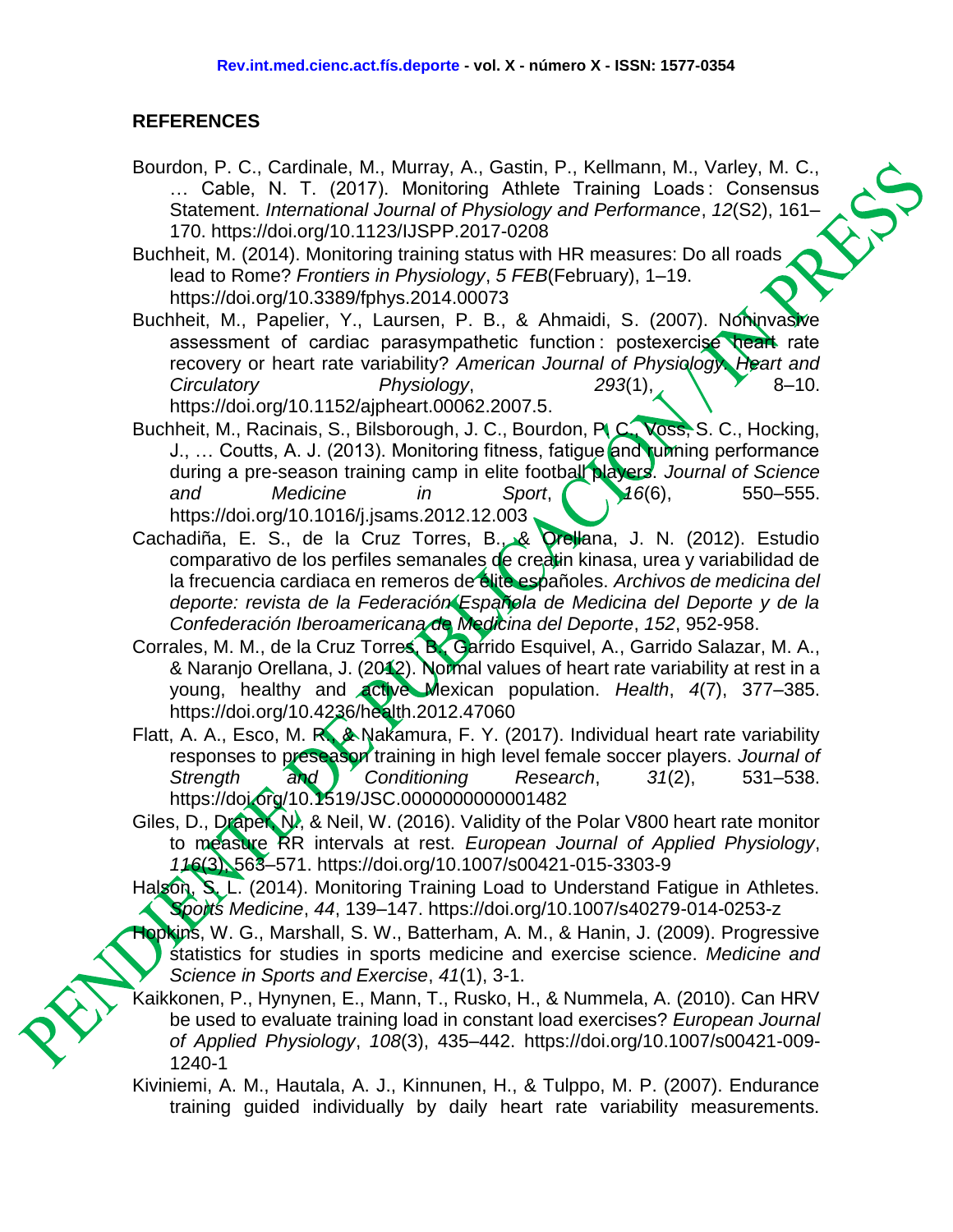## REFERENCES

Bourdon, P. C., Cardinale, M., Murray, A., Gastin, P., Kellmann, M., Varley, M. C., … Cable, N. T. (2017). Monitoring Athlete Training Loads : Consensus Statement. *International Journal of Physiology and Performance*, *12*(S2), 161–170. https://doi.org/10.1123/IJSPP.2017-0208

Buchheit, M. (2014). Monitoring training status with HR measures: Do all roads lead to Rome? *Frontiers in Physiology*, *5 FEB*(February), 1–19. https://doi.org/10.3389/fphys.2014.00073

Buchheit, M., Papelier, Y., Laursen, P. B., & Ahmaidi, S. (2007). Noninvasive assessment of cardiac parasympathetic function : postexercise heart rate recovery or heart rate variability? *American Journal of Physiology. Heart and Circulatory Physiology*, *293*(1), 8–10. https://doi.org/10.1152/ajpheart.00062.2007.5.

Buchheit, M., Racinais, S., Bilsborough, J. C., Bourdon, P. C., Voss, S. C., Hocking, J., … Coutts, A. J. (2013). Monitoring fitness, fatigue and running performance during a pre-season training camp in elite football players. *Journal of Science and Medicine in Sport*, *16*(6), 550–555. https://doi.org/10.1016/j.jsams.2012.12.003

Cachadiña, E. S., de la Cruz Torres, B., & Orellana, J. N. (2012). Estudio comparativo de los perfiles semanales de creatin kinasa, urea y variabilidad de la frecuencia cardiaca en remeros de élite españoles. *Archivos de medicina del deporte: revista de la Federación Española de Medicina del Deporte y de la Confederación Iberoamericana de Medicina del Deporte*, *152*, 952-958.

Corrales, M. M., de la Cruz Torres, B., Garrido Esquivel, A., Garrido Salazar, M. A., & Naranjo Orellana, J. (2012). Normal values of heart rate variability at rest in a young, healthy and active Mexican population. *Health*, *4*(7), 377–385. https://doi.org/10.4236/health.2012.47060

Flatt, A. A., Esco, M. R., & Nakamura, F. Y. (2017). Individual heart rate variability responses to preseason training in high level female soccer players. *Journal of Strength and Conditioning Research*, *31*(2), 531–538. https://doi.org/10.1519/JSC.0000000000001482

Giles, D., Draper, N., & Neil, W. (2016). Validity of the Polar V800 heart rate monitor to measure RR intervals at rest. *European Journal of Applied Physiology*, *116*(3), 563–571. https://doi.org/10.1007/s00421-015-3303-9

Halson, S. L. (2014). Monitoring Training Load to Understand Fatigue in Athletes. *Sports Medicine*, *44*, 139–147. https://doi.org/10.1007/s40279-014-0253-z

Hopkins, W. G., Marshall, S. W., Batterham, A. M., & Hanin, J. (2009). Progressive statistics for studies in sports medicine and exercise science. *Medicine and Science in Sports and Exercise*, *41*(1), 3-1.

Kaikkonen, P., Hynynen, E., Mann, T., Rusko, H., & Nummela, A. (2010). Can HRV be used to evaluate training load in constant load exercises? *European Journal of Applied Physiology*, *108*(3), 435–442. https://doi.org/10.1007/s00421-009-1240-1

Kiviniemi, A. M., Hautala, A. J., Kinnunen, H., & Tulppo, M. P. (2007). Endurance training guided individually by daily heart rate variability measurements.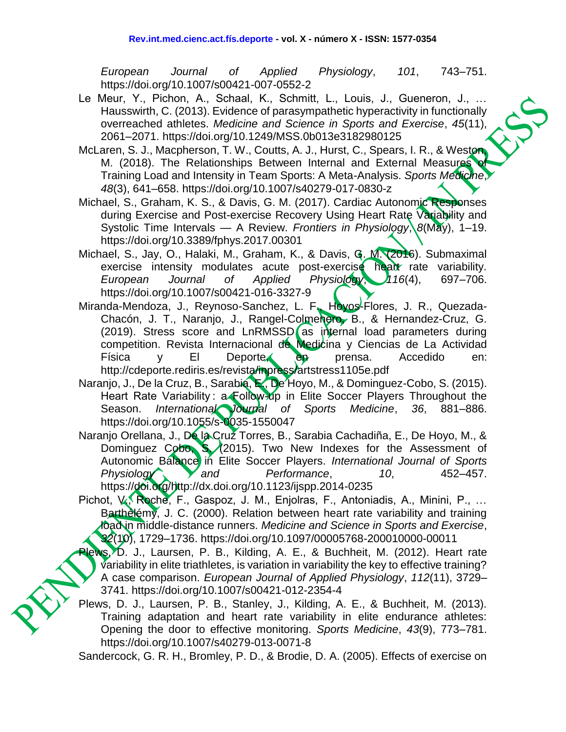European Journal of Applied Physiology, 101, 743–751. https://doi.org/10.1007/s00421-007-0552-2

Le Meur, Y., Pichon, A., Schaal, K., Schmitt, L., Louis, J., Gueneron, J., … Hausswirth, C. (2013). Evidence of parasympathetic hyperactivity in functionally overreached athletes. *Medicine and Science in Sports and Exercise*, *45*(11), 2061–2071. https://doi.org/10.1249/MSS.0b013e3182980125

McLaren, S. J., Macpherson, T. W., Coutts, A. J., Hurst, C., Spears, I. R., & Weston, M. (2018). The Relationships Between Internal and External Measures of Training Load and Intensity in Team Sports: A Meta-Analysis. *Sports Medicine*, *48*(3), 641–658. https://doi.org/10.1007/s40279-017-0830-z

Michael, S., Graham, K. S., & Davis, G. M. (2017). Cardiac Autonomic Responses during Exercise and Post-exercise Recovery Using Heart Rate Variability and Systolic Time Intervals — A Review. *Frontiers in Physiology*, *8*(May), 1–19. https://doi.org/10.3389/fphys.2017.00301

Michael, S., Jay, O., Halaki, M., Graham, K., & Davis, G. M. (2016). Submaximal exercise intensity modulates acute post-exercise heart rate variability. *European Journal of Applied Physiology*, *116*(4), 697–706. https://doi.org/10.1007/s00421-016-3327-9

Miranda-Mendoza, J., Reynoso-Sanchez, L. F., Hoyos-Flores, J. R., Quezada-Chacón, J. T., Naranjo, J., Rangel-Colmenero, B., & Hernandez-Cruz, G. (2019). Stress score and LnRMSSD as internal load parameters during competition. Revista Internacional de Medicina y Ciencias de La Actividad Física y El Deporte, en prensa. Accedido en: http://cdeporte.rediris.es/revista/inpress/artstress1105e.pdf

Naranjo, J., De la Cruz, B., Sarabia, E., De Hoyo, M., & Dominguez-Cobo, S. (2015). Heart Rate Variability : a Follow-up in Elite Soccer Players Throughout the Season. *International Journal of Sports Medicine*, *36*, 881–886. https://doi.org/10.1055/s-0035-1550047

Naranjo Orellana, J., De la Cruz Torres, B., Sarabia Cachadiña, E., De Hoyo, M., & Dominguez Cobo, S. (2015). Two New Indexes for the Assessment of Autonomic Balance in Elite Soccer Players. *International Journal of Sports Physiology and Performance*, *10*, 452–457. https://doi.org/http://dx.doi.org/10.1123/ijspp.2014-0235

Pichot, V., Roche, F., Gaspoz, J. M., Enjolras, F., Antoniadis, A., Minini, P., … Barthélémy, J. C. (2000). Relation between heart rate variability and training load in middle-distance runners. *Medicine and Science in Sports and Exercise*, *32*(10), 1729–1736. https://doi.org/10.1097/00005768-200010000-00011

Plews, D. J., Laursen, P. B., Kilding, A. E., & Buchheit, M. (2012). Heart rate variability in elite triathletes, is variation in variability the key to effective training? A case comparison. *European Journal of Applied Physiology*, *112*(11), 3729–3741. https://doi.org/10.1007/s00421-012-2354-4

Plews, D. J., Laursen, P. B., Stanley, J., Kilding, A. E., & Buchheit, M. (2013). Training adaptation and heart rate variability in elite endurance athletes: Opening the door to effective monitoring. *Sports Medicine*, *43*(9), 773–781. https://doi.org/10.1007/s40279-013-0071-8

Sandercock, G. R. H., Bromley, P. D., & Brodie, D. A. (2005). Effects of exercise on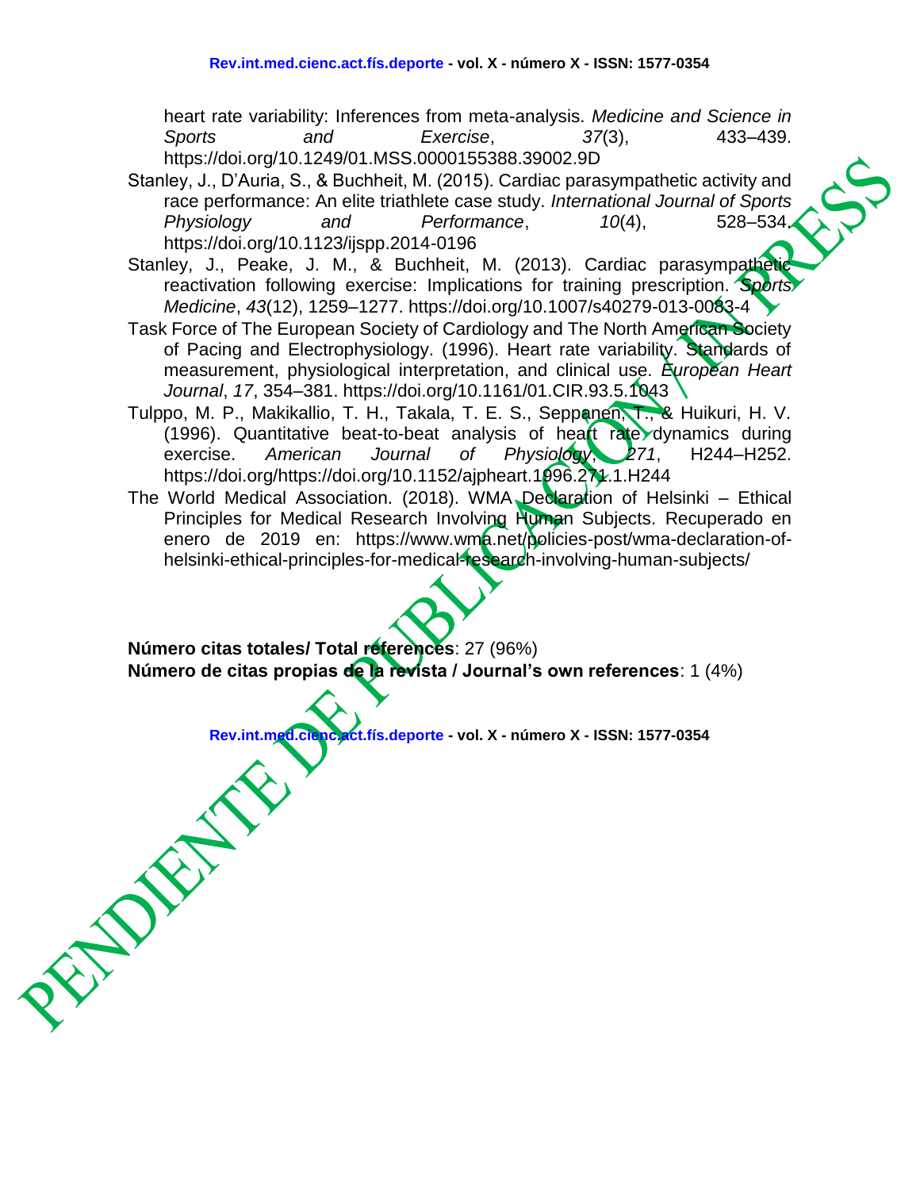heart rate variability: Inferences from meta-analysis. *Medicine and Science in Sports and Exercise*, *37*(3), 433–439. https://doi.org/10.1249/01.MSS.0000155388.39002.9D

Stanley, J., D'Auria, S., & Buchheit, M. (2015). Cardiac parasympathetic activity and race performance: An elite triathlete case study. *International Journal of Sports Physiology and Performance*, *10*(4), 528–534. https://doi.org/10.1123/ijspp.2014-0196

Stanley, J., Peake, J. M., & Buchheit, M. (2013). Cardiac parasympathetic reactivation following exercise: Implications for training prescription. *Sports Medicine*, *43*(12), 1259–1277. https://doi.org/10.1007/s40279-013-0083-4

Task Force of The European Society of Cardiology and The North American Society of Pacing and Electrophysiology. (1996). Heart rate variability. Standards of measurement, physiological interpretation, and clinical use. *European Heart Journal*, *17*, 354–381. https://doi.org/10.1161/01.CIR.93.5.1043

Tulppo, M. P., Makikallio, T. H., Takala, T. E. S., Seppanen, T., & Huikuri, H. V. (1996). Quantitative beat-to-beat analysis of heart rate dynamics during exercise. *American Journal of Physiology*, *271*, H244–H252. https://doi.org/https://doi.org/10.1152/ajpheart.1996.271.1.H244

The World Medical Association. (2018). WMA Declaration of Helsinki – Ethical Principles for Medical Research Involving Human Subjects. Recuperado en enero de 2019 en: https://www.wma.net/policies-post/wma-declaration-of-helsinki-ethical-principles-for-medical-research-involving-human-subjects/

**Número citas totales/ Total references**: 27 (96%)
**Número de citas propias de la revista / Journal's own references**: 1 (4%)